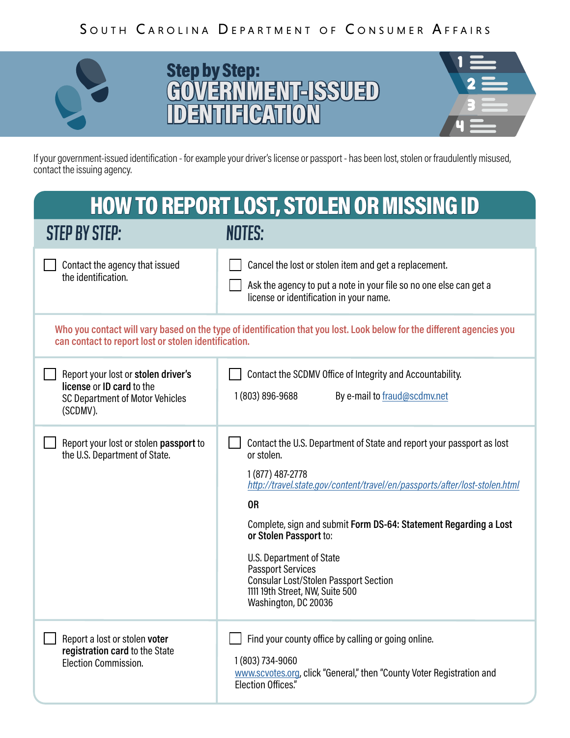South Carolina Department of Consumer Affairs

# Step by Step: GOVERNMENT-ISSUED IDENTIFICATION

If your government-issued identification - for example your driver's license or passport - has been lost, stolen or fraudulently misused, contact the issuing agency.

## HOW TO REPORT LOST, STOLEN OR MISSING ID

| STEP BY STEP: | NOTES: |
| --- | --- |
| ☐ Contact the agency that issued the identification. | ☐ Cancel the lost or stolen item and get a replacement.<br>☐ Ask the agency to put a note in your file so no one else can get a license or identification in your name. |
| **Who you contact will vary based on the type of identification that you lost. Look below for the different agencies you can contact to report lost or stolen identification.** | |
| ☐ Report your lost or **stolen driver's license** or **ID card** to the SC Department of Motor Vehicles (SCDMV). | ☐ Contact the SCDMV Office of Integrity and Accountability.<br>1 (803) 896-9688 By e-mail to fraud@scdmv.net |
| ☐ Report your lost or stolen **passport** to the U.S. Department of State. | ☐ Contact the U.S. Department of State and report your passport as lost or stolen.<br>1 (877) 487-2778<br>*http://travel.state.gov/content/travel/en/passports/after/lost-stolen.html*<br>**OR**<br>Complete, sign and submit **Form DS-64: Statement Regarding a Lost or Stolen Passport** to:<br>U.S. Department of State<br>Passport Services<br>Consular Lost/Stolen Passport Section<br>1111 19th Street, NW, Suite 500<br>Washington, DC 20036 |
| ☐ Report a lost or stolen **voter registration card** to the State Election Commission. | ☐ Find your county office by calling or going online.<br>1 (803) 734-9060<br>www.scvotes.org, click "General," then "County Voter Registration and Election Offices." |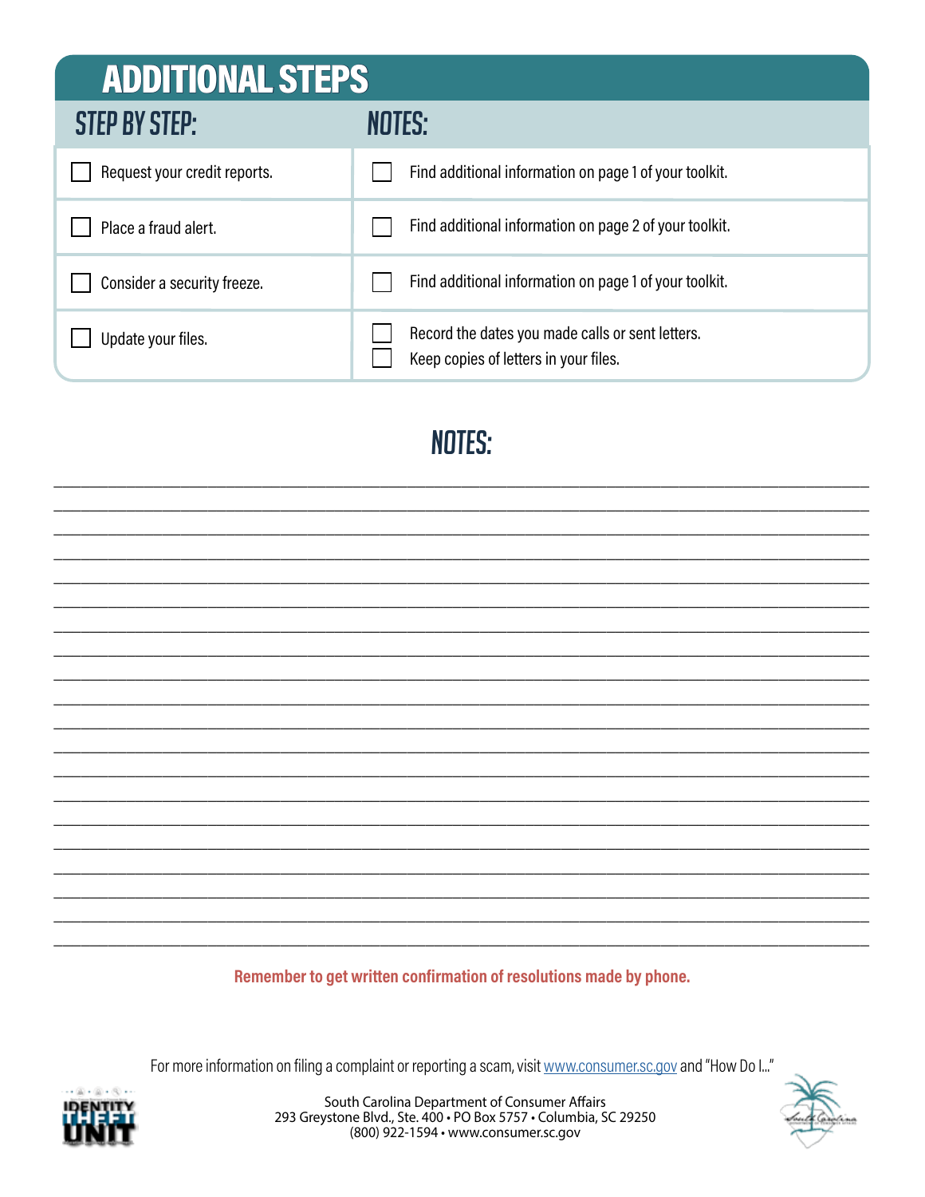# ADDITIONAL STEPS

| STEP BY STEP: | NOTES: |
| --- | --- |
| ☐ Request your credit reports. | ☐ Find additional information on page 1 of your toolkit. |
| ☐ Place a fraud alert. | ☐ Find additional information on page 2 of your toolkit. |
| ☐ Consider a security freeze. | ☐ Find additional information on page 1 of your toolkit. |
| ☐ Update your files. | ☐ Record the dates you made calls or sent letters.<br>☐ Keep copies of letters in your files. |

## NOTES:

______________________________________________________________________________

______________________________________________________________________________

______________________________________________________________________________

______________________________________________________________________________

______________________________________________________________________________

______________________________________________________________________________

______________________________________________________________________________

______________________________________________________________________________

______________________________________________________________________________

______________________________________________________________________________

______________________________________________________________________________

______________________________________________________________________________

______________________________________________________________________________

______________________________________________________________________________

______________________________________________________________________________

______________________________________________________________________________

______________________________________________________________________________

______________________________________________________________________________

______________________________________________________________________________

______________________________________________________________________________

**Remember to get written confirmation of resolutions made by phone.**

For more information on filing a complaint or reporting a scam, visit www.consumer.sc.gov and "How Do I..."

South Carolina Department of Consumer Affairs
293 Greystone Blvd., Ste. 400 • PO Box 5757 • Columbia, SC 29250
(800) 922-1594 • www.consumer.sc.gov